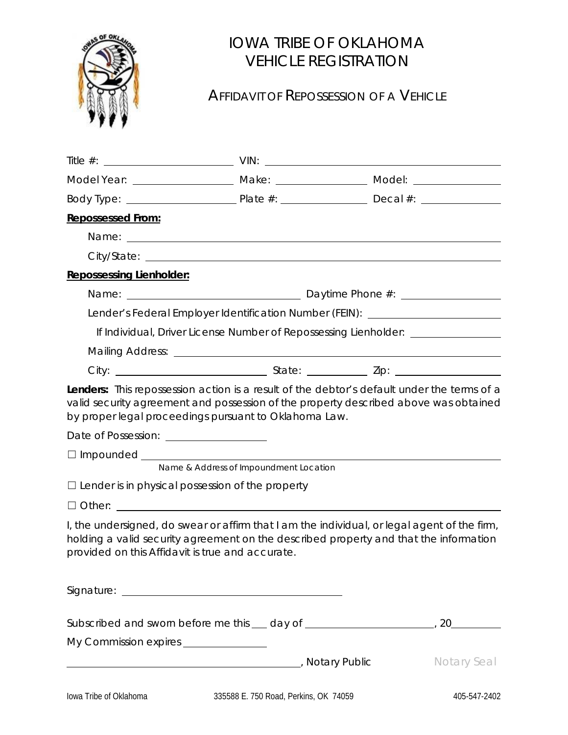# IOWA TRIBE OF OKLAHOMA
# VEHICLE REGISTRATION

## AFFIDAVIT OF REPOSSESSION OF A VEHICLE

Title #: ______________________ VIN: ________________________________________

Model Year: __________________ Make: ________________ Model: ________________

Body Type: ___________________ Plate #: _______________ Decal #: _______________

**Repossessed From:**

Name: ____________________________________________________________

City/State: _________________________________________________________

**Repossessing Lienholder:**

Name: ______________________________ Daytime Phone #: __________________

Lender's Federal Employer Identification Number (FEIN): ______________________

If Individual, Driver License Number of Repossessing Lienholder: ________________

Mailing Address: _____________________________________________________

City: __________________________ State: ___________ Zip: __________________

**Lenders:** This repossession action is a result of the debtor's default under the terms of a valid security agreement and possession of the property described above was obtained by proper legal proceedings pursuant to Oklahoma Law.

Date of Possession: ___________________

☐ Impounded ______________________________________________________________
Name & Address of Impoundment Location

☐ Lender is in physical possession of the property

☐ Other: _________________________________________________________________

I, the undersigned, do swear or affirm that I am the individual, or legal agent of the firm, holding a valid security agreement on the described property and that the information provided on this Affidavit is true and accurate.

Signature: ________________________________________

Subscribed and sworn before me this ___ day of _______________________, 20________

My Commission expires _______________

_____________________________________________, Notary Public Notary Seal

Iowa Tribe of Oklahoma 335588 E. 750 Road, Perkins, OK 74059 405-547-2402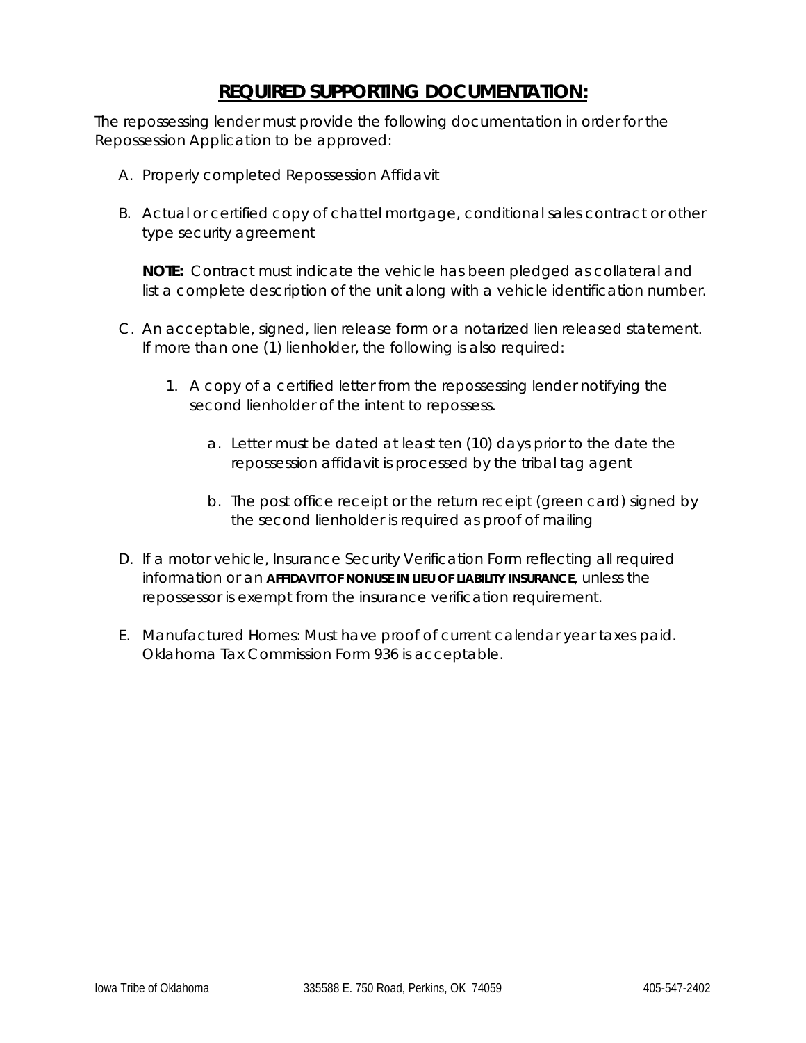## REQUIRED SUPPORTING DOCUMENTATION:

The repossessing lender must provide the following documentation in order for the Repossession Application to be approved:

A. Properly completed Repossession Affidavit

B. Actual or certified copy of chattel mortgage, conditional sales contract or other type security agreement

   **NOTE:** Contract must indicate the vehicle has been pledged as collateral and list a complete description of the unit along with a vehicle identification number.

C. An acceptable, signed, lien release form or a notarized lien released statement. If more than one (1) lienholder, the following is also required:

   1. A copy of a certified letter from the repossessing lender notifying the second lienholder of the intent to repossess.

      a. Letter must be dated at least ten (10) days prior to the date the repossession affidavit is processed by the tribal tag agent

      b. The post office receipt or the return receipt (green card) signed by the second lienholder is required as proof of mailing

D. If a motor vehicle, Insurance Security Verification Form reflecting all required information or an **AFFIDAVIT OF NONUSE IN LIEU OF LIABILITY INSURANCE**, unless the repossessor is exempt from the insurance verification requirement.

E. Manufactured Homes: Must have proof of current calendar year taxes paid. Oklahoma Tax Commission Form 936 is acceptable.

Iowa Tribe of Oklahoma 335588 E. 750 Road, Perkins, OK 74059 405-547-2402